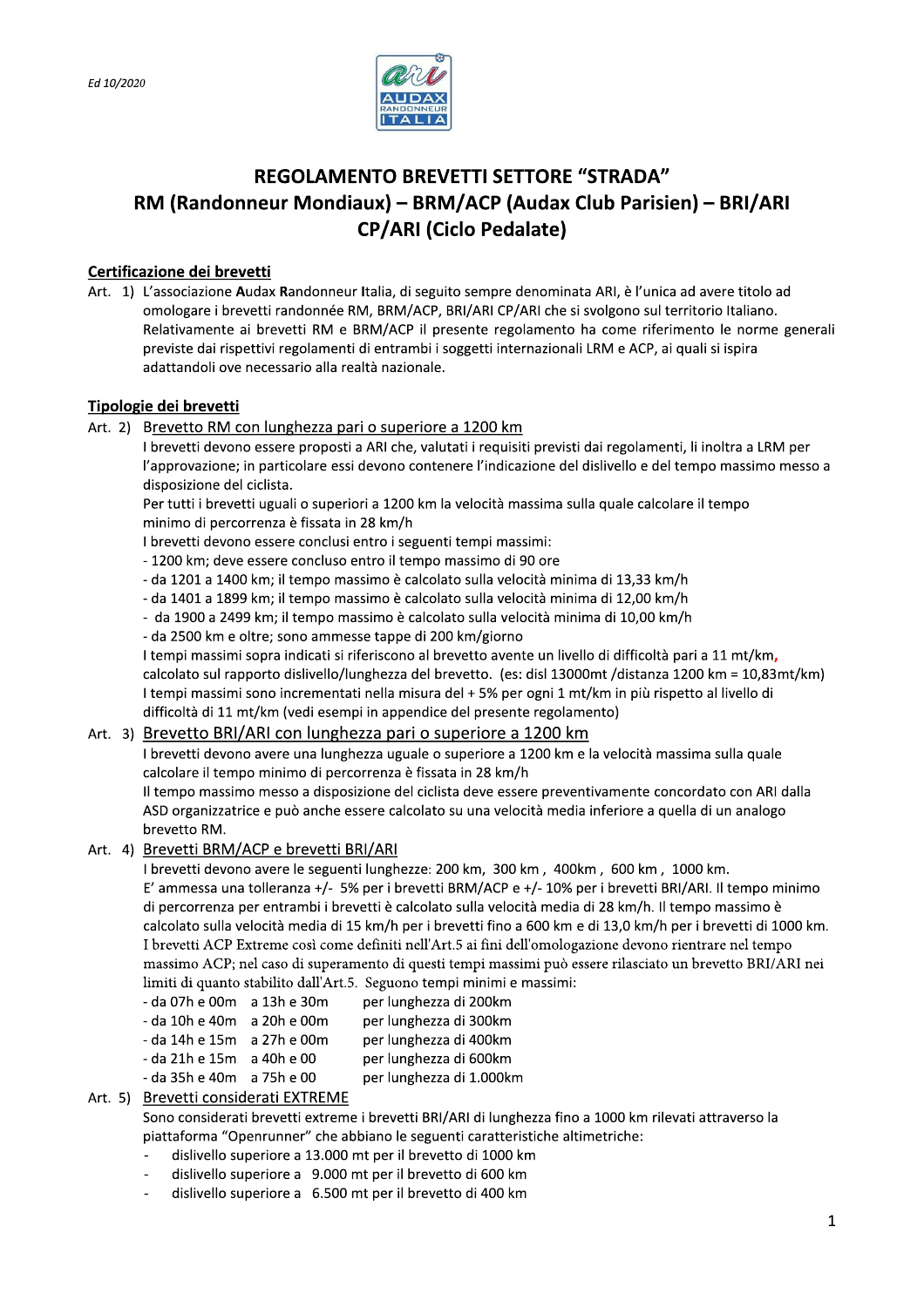Ed 10/2020

# REGOLAMENTO BREVETTI SETTORE "STRADA"
# RM (Randonneur Mondiaux) – BRM/ACP (Audax Club Parisien) – BRI/ARI CP/ARI (Ciclo Pedalate)

## Certificazione dei brevetti

Art. 1) L'associazione **A**udax **R**andonneur **I**talia, di seguito sempre denominata ARI, è l'unica ad avere titolo ad omologare i brevetti randonnée RM, BRM/ACP, BRI/ARI CP/ARI che si svolgono sul territorio Italiano. Relativamente ai brevetti RM e BRM/ACP il presente regolamento ha come riferimento le norme generali previste dai rispettivi regolamenti di entrambi i soggetti internazionali LRM e ACP, ai quali si ispira adattandoli ove necessario alla realtà nazionale.

## Tipologie dei brevetti

Art. 2) Brevetto RM con lunghezza pari o superiore a 1200 km

I brevetti devono essere proposti a ARI che, valutati i requisiti previsti dai regolamenti, li inoltra a LRM per l'approvazione; in particolare essi devono contenere l'indicazione del dislivello e del tempo massimo messo a disposizione del ciclista.

Per tutti i brevetti uguali o superiori a 1200 km la velocità massima sulla quale calcolare il tempo minimo di percorrenza è fissata in 28 km/h

I brevetti devono essere conclusi entro i seguenti tempi massimi:

- 1200 km; deve essere concluso entro il tempo massimo di 90 ore
- da 1201 a 1400 km; il tempo massimo è calcolato sulla velocità minima di 13,33 km/h
- da 1401 a 1899 km; il tempo massimo è calcolato sulla velocità minima di 12,00 km/h
- da 1900 a 2499 km; il tempo massimo è calcolato sulla velocità minima di 10,00 km/h
- da 2500 km e oltre; sono ammesse tappe di 200 km/giorno

I tempi massimi sopra indicati si riferiscono al brevetto avente un livello di difficoltà pari a 11 mt/km, calcolato sul rapporto dislivello/lunghezza del brevetto. (es: disl 13000mt /distanza 1200 km = 10,83mt/km)

I tempi massimi sono incrementati nella misura del + 5% per ogni 1 mt/km in più rispetto al livello di difficoltà di 11 mt/km (vedi esempi in appendice del presente regolamento)

Art. 3) Brevetto BRI/ARI con lunghezza pari o superiore a 1200 km

I brevetti devono avere una lunghezza uguale o superiore a 1200 km e la velocità massima sulla quale calcolare il tempo minimo di percorrenza è fissata in 28 km/h

Il tempo massimo messo a disposizione del ciclista deve essere preventivamente concordato con ARI dalla ASD organizzatrice e può anche essere calcolato su una velocità media inferiore a quella di un analogo brevetto RM.

Art. 4) Brevetti BRM/ACP e brevetti BRI/ARI

I brevetti devono avere le seguenti lunghezze: 200 km, 300 km , 400km , 600 km , 1000 km.

E' ammessa una tolleranza +/- 5% per i brevetti BRM/ACP e +/- 10% per i brevetti BRI/ARI. Il tempo minimo di percorrenza per entrambi i brevetti è calcolato sulla velocità media di 28 km/h. Il tempo massimo è calcolato sulla velocità media di 15 km/h per i brevetti fino a 600 km e di 13,0 km/h per i brevetti di 1000 km.

I brevetti ACP Extreme così come definiti nell'Art.5 ai fini dell'omologazione devono rientrare nel tempo massimo ACP; nel caso di superamento di questi tempi massimi può essere rilasciato un brevetto BRI/ARI nei limiti di quanto stabilito dall'Art.5. Seguono tempi minimi e massimi:

- da 07h e 00m a 13h e 30m per lunghezza di 200km
- da 10h e 40m a 20h e 00m per lunghezza di 300km
- da 14h e 15m a 27h e 00m per lunghezza di 400km
- da 21h e 15m a 40h e 00 per lunghezza di 600km
- da 35h e 40m a 75h e 00 per lunghezza di 1.000km

Art. 5) Brevetti considerati EXTREME

Sono considerati brevetti extreme i brevetti BRI/ARI di lunghezza fino a 1000 km rilevati attraverso la piattaforma "Openrunner" che abbiano le seguenti caratteristiche altimetriche:

- dislivello superiore a 13.000 mt per il brevetto di 1000 km
- dislivello superiore a 9.000 mt per il brevetto di 600 km
- dislivello superiore a 6.500 mt per il brevetto di 400 km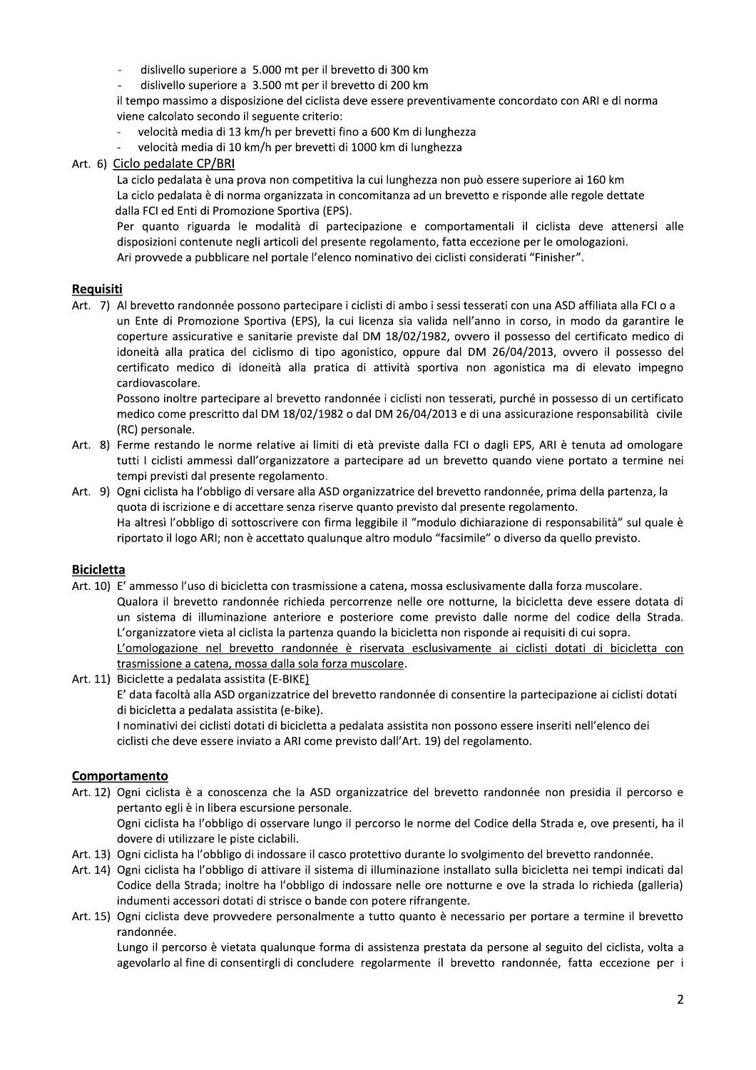- dislivello superiore a 5.000 mt per il brevetto di 300 km
- dislivello superiore a 3.500 mt per il brevetto di 200 km

il tempo massimo a disposizione del ciclista deve essere preventivamente concordato con ARI e di norma viene calcolato secondo il seguente criterio:

- velocità media di 13 km/h per brevetti fino a 600 Km di lunghezza
- velocità media di 10 km/h per brevetti di 1000 km di lunghezza

Art. 6) <u>Ciclo pedalate CP/BRI</u>

La ciclo pedalata è una prova non competitiva la cui lunghezza non può essere superiore ai 160 km
La ciclo pedalata è di norma organizzata in concomitanza ad un brevetto e risponde alle regole dettate dalla FCI ed Enti di Promozione Sportiva (EPS).
Per quanto riguarda le modalità di partecipazione e comportamentali il ciclista deve attenersi alle disposizioni contenute negli articoli del presente regolamento, fatta eccezione per le omologazioni.
Ari provvede a pubblicare nel portale l'elenco nominativo dei ciclisti considerati "Finisher".

## Requisiti

Art. 7) Al brevetto randonnée possono partecipare i ciclisti di ambo i sessi tesserati con una ASD affiliata alla FCI o a un Ente di Promozione Sportiva (EPS), la cui licenza sia valida nell'anno in corso, in modo da garantire le coperture assicurative e sanitarie previste dal DM 18/02/1982, ovvero il possesso del certificato medico di idoneità alla pratica del ciclismo di tipo agonistico, oppure dal DM 26/04/2013, ovvero il possesso del certificato medico di idoneità alla pratica di attività sportiva non agonistica ma di elevato impegno cardiovascolare.
Possono inoltre partecipare al brevetto randonnée i ciclisti non tesserati, purché in possesso di un certificato medico come prescritto dal DM 18/02/1982 o dal DM 26/04/2013 e di una assicurazione responsabilità civile (RC) personale.

Art. 8) Ferme restando le norme relative ai limiti di età previste dalla FCI o dagli EPS, ARI è tenuta ad omologare tutti I ciclisti ammessi dall'organizzatore a partecipare ad un brevetto quando viene portato a termine nei tempi previsti dal presente regolamento.

Art. 9) Ogni ciclista ha l'obbligo di versare alla ASD organizzatrice del brevetto randonnée, prima della partenza, la quota di iscrizione e di accettare senza riserve quanto previsto dal presente regolamento.
Ha altresì l'obbligo di sottoscrivere con firma leggibile il "modulo dichiarazione di responsabilità" sul quale è riportato il logo ARI; non è accettato qualunque altro modulo "facsimile" o diverso da quello previsto.

## Bicicletta

Art. 10) E' ammesso l'uso di bicicletta con trasmissione a catena, mossa esclusivamente dalla forza muscolare.
Qualora il brevetto randonnée richieda percorrenze nelle ore notturne, la bicicletta deve essere dotata di un sistema di illuminazione anteriore e posteriore come previsto dalle norme del codice della Strada.
L'organizzatore vieta al ciclista la partenza quando la bicicletta non risponde ai requisiti di cui sopra.
<u>L'omologazione nel brevetto randonnée è riservata esclusivamente ai ciclisti dotati di bicicletta con trasmissione a catena, mossa dalla sola forza muscolare</u>.

Art. 11) Biciclette a pedalata assistita (E-BIKE)
E' data facoltà alla ASD organizzatrice del brevetto randonnée di consentire la partecipazione ai ciclisti dotati di bicicletta a pedalata assistita (e-bike).
I nominativi dei ciclisti dotati di bicicletta a pedalata assistita non possono essere inseriti nell'elenco dei ciclisti che deve essere inviato a ARI come previsto dall'Art. 19) del regolamento.

## Comportamento

Art. 12) Ogni ciclista è a conoscenza che la ASD organizzatrice del brevetto randonnée non presidia il percorso e pertanto egli è in libera escursione personale.
Ogni ciclista ha l'obbligo di osservare lungo il percorso le norme del Codice della Strada e, ove presenti, ha il dovere di utilizzare le piste ciclabili.

Art. 13) Ogni ciclista ha l'obbligo di indossare il casco protettivo durante lo svolgimento del brevetto randonnée.

Art. 14) Ogni ciclista ha l'obbligo di attivare il sistema di illuminazione installato sulla bicicletta nei tempi indicati dal Codice della Strada; inoltre ha l'obbligo di indossare nelle ore notturne e ove la strada lo richieda (galleria) indumenti accessori dotati di strisce o bande con potere rifrangente.

Art. 15) Ogni ciclista deve provvedere personalmente a tutto quanto è necessario per portare a termine il brevetto randonnée.
Lungo il percorso è vietata qualunque forma di assistenza prestata da persone al seguito del ciclista, volta a agevolarlo al fine di consentirgli di concludere regolarmente il brevetto randonnée, fatta eccezione per i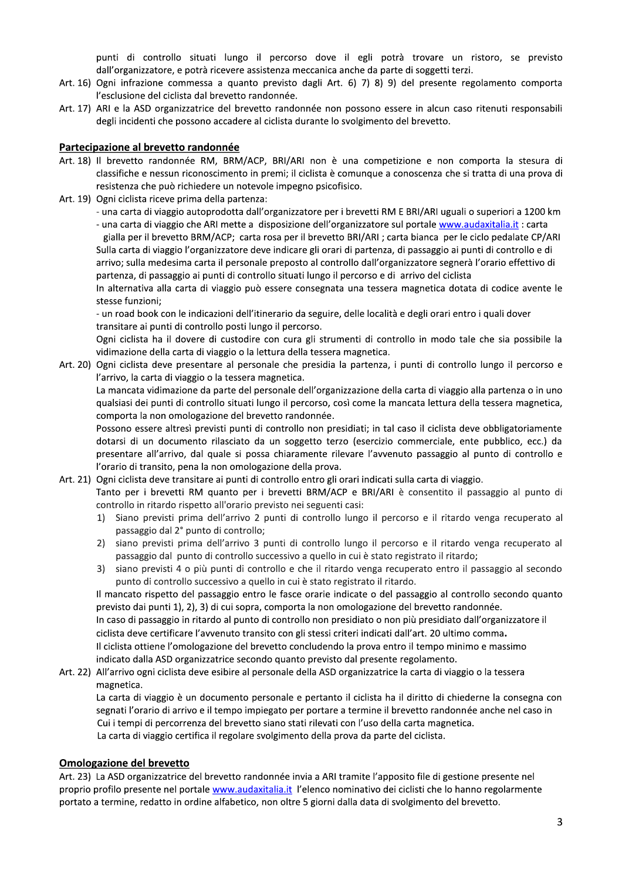punti di controllo situati lungo il percorso dove il egli potrà trovare un ristoro, se previsto dall'organizzatore, e potrà ricevere assistenza meccanica anche da parte di soggetti terzi.

Art. 16) Ogni infrazione commessa a quanto previsto dagli Art. 6) 7) 8) 9) del presente regolamento comporta l'esclusione del ciclista dal brevetto randonnée.

Art. 17) ARI e la ASD organizzatrice del brevetto randonnée non possono essere in alcun caso ritenuti responsabili degli incidenti che possono accadere al ciclista durante lo svolgimento del brevetto.

## Partecipazione al brevetto randonnée

Art. 18) Il brevetto randonnée RM, BRM/ACP, BRI/ARI non è una competizione e non comporta la stesura di classifiche e nessun riconoscimento in premi; il ciclista è comunque a conoscenza che si tratta di una prova di resistenza che può richiedere un notevole impegno psicofisico.

Art. 19) Ogni ciclista riceve prima della partenza:

- una carta di viaggio autoprodotta dall'organizzatore per i brevetti RM E BRI/ARI uguali o superiori a 1200 km
- una carta di viaggio che ARI mette a disposizione dell'organizzatore sul portale www.audaxitalia.it : carta gialla per il brevetto BRM/ACP; carta rosa per il brevetto BRI/ARI ; carta bianca per le ciclo pedalate CP/ARI

Sulla carta di viaggio l'organizzatore deve indicare gli orari di partenza, di passaggio ai punti di controllo e di arrivo; sulla medesima carta il personale preposto al controllo dall'organizzatore segnerà l'orario effettivo di partenza, di passaggio ai punti di controllo situati lungo il percorso e di arrivo del ciclista

In alternativa alla carta di viaggio può essere consegnata una tessera magnetica dotata di codice avente le stesse funzioni;

- un road book con le indicazioni dell'itinerario da seguire, delle località e degli orari entro i quali dover transitare ai punti di controllo posti lungo il percorso.

Ogni ciclista ha il dovere di custodire con cura gli strumenti di controllo in modo tale che sia possibile la vidimazione della carta di viaggio o la lettura della tessera magnetica.

Art. 20) Ogni ciclista deve presentare al personale che presidia la partenza, i punti di controllo lungo il percorso e l'arrivo, la carta di viaggio o la tessera magnetica.

La mancata vidimazione da parte del personale dell'organizzazione della carta di viaggio alla partenza o in uno qualsiasi dei punti di controllo situati lungo il percorso, così come la mancata lettura della tessera magnetica, comporta la non omologazione del brevetto randonnée.

Possono essere altresì previsti punti di controllo non presidiati; in tal caso il ciclista deve obbligatoriamente dotarsi di un documento rilasciato da un soggetto terzo (esercizio commerciale, ente pubblico, ecc.) da presentare all'arrivo, dal quale si possa chiaramente rilevare l'avvenuto passaggio al punto di controllo e l'orario di transito, pena la non omologazione della prova.

Art. 21) Ogni ciclista deve transitare ai punti di controllo entro gli orari indicati sulla carta di viaggio.

Tanto per i brevetti RM quanto per i brevetti BRM/ACP e BRI/ARI è consentito il passaggio al punto di controllo in ritardo rispetto all'orario previsto nei seguenti casi:

1) Siano previsti prima dell'arrivo 2 punti di controllo lungo il percorso e il ritardo venga recuperato al passaggio dal 2° punto di controllo;
2) siano previsti prima dell'arrivo 3 punti di controllo lungo il percorso e il ritardo venga recuperato al passaggio dal punto di controllo successivo a quello in cui è stato registrato il ritardo;
3) siano previsti 4 o più punti di controllo e che il ritardo venga recuperato entro il passaggio al secondo punto di controllo successivo a quello in cui è stato registrato il ritardo.

Il mancato rispetto del passaggio entro le fasce orarie indicate o del passaggio al controllo secondo quanto previsto dai punti 1), 2), 3) di cui sopra, comporta la non omologazione del brevetto randonnée.

In caso di passaggio in ritardo al punto di controllo non presidiato o non più presidiato dall'organizzatore il ciclista deve certificare l'avvenuto transito con gli stessi criteri indicati dall'art. 20 ultimo comma.

Il ciclista ottiene l'omologazione del brevetto concludendo la prova entro il tempo minimo e massimo indicato dalla ASD organizzatrice secondo quanto previsto dal presente regolamento.

Art. 22) All'arrivo ogni ciclista deve esibire al personale della ASD organizzatrice la carta di viaggio o la tessera magnetica.

La carta di viaggio è un documento personale e pertanto il ciclista ha il diritto di chiederne la consegna con segnati l'orario di arrivo e il tempo impiegato per portare a termine il brevetto randonnée anche nel caso in Cui i tempi di percorrenza del brevetto siano stati rilevati con l'uso della carta magnetica.

La carta di viaggio certifica il regolare svolgimento della prova da parte del ciclista.

## Omologazione del brevetto

Art. 23) La ASD organizzatrice del brevetto randonnée invia a ARI tramite l'apposito file di gestione presente nel proprio profilo presente nel portale www.audaxitalia.it l'elenco nominativo dei ciclisti che lo hanno regolarmente portato a termine, redatto in ordine alfabetico, non oltre 5 giorni dalla data di svolgimento del brevetto.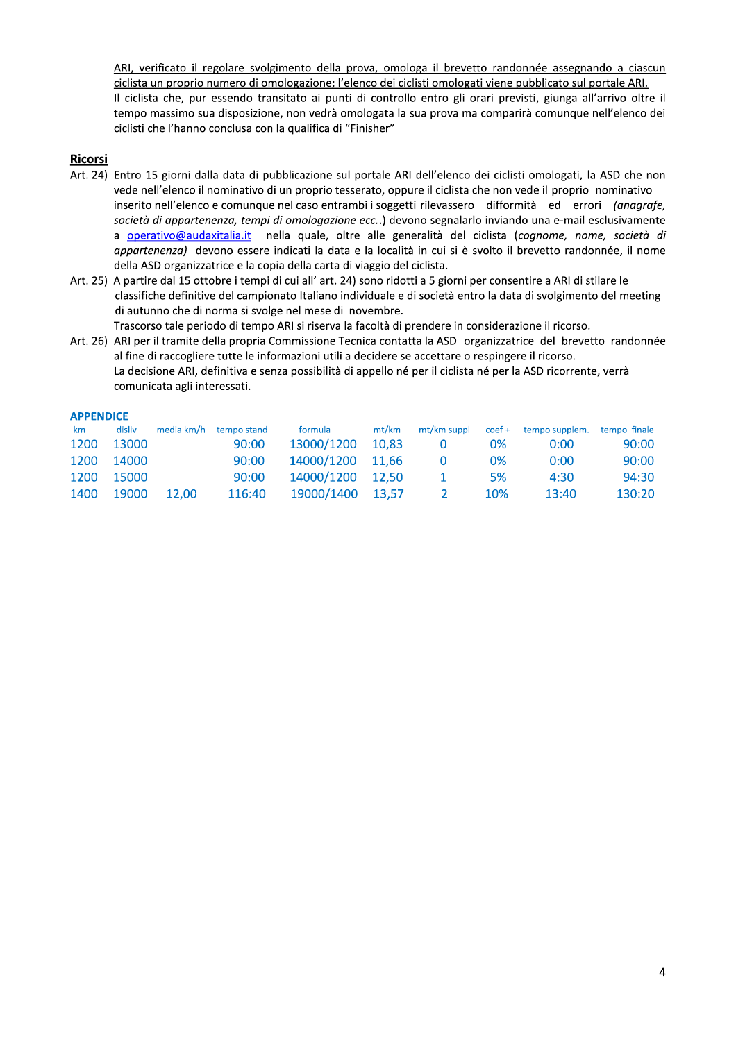ARI, verificato il regolare svolgimento della prova, omologa il brevetto randonnée assegnando a ciascun ciclista un proprio numero di omologazione; l'elenco dei ciclisti omologati viene pubblicato sul portale ARI.
Il ciclista che, pur essendo transitato ai punti di controllo entro gli orari previsti, giunga all'arrivo oltre il tempo massimo sua disposizione, non vedrà omologata la sua prova ma comparirà comunque nell'elenco dei ciclisti che l'hanno conclusa con la qualifica di "Finisher"

## Ricorsi

Art. 24) Entro 15 giorni dalla data di pubblicazione sul portale ARI dell'elenco dei ciclisti omologati, la ASD che non vede nell'elenco il nominativo di un proprio tesserato, oppure il ciclista che non vede il proprio nominativo inserito nell'elenco e comunque nel caso entrambi i soggetti rilevassero difformità ed errori *(anagrafe, società di appartenenza, tempi di omologazione ecc..)* devono segnalarlo inviando una e-mail esclusivamente a operativo@audaxitalia.it nella quale, oltre alle generalità del ciclista (*cognome, nome, società di appartenenza)* devono essere indicati la data e la località in cui si è svolto il brevetto randonnée, il nome della ASD organizzatrice e la copia della carta di viaggio del ciclista.

Art. 25) A partire dal 15 ottobre i tempi di cui all' art. 24) sono ridotti a 5 giorni per consentire a ARI di stilare le classifiche definitive del campionato Italiano individuale e di società entro la data di svolgimento del meeting di autunno che di norma si svolge nel mese di novembre.
Trascorso tale periodo di tempo ARI si riserva la facoltà di prendere in considerazione il ricorso.

Art. 26) ARI per il tramite della propria Commissione Tecnica contatta la ASD organizzatrice del brevetto randonnée al fine di raccogliere tutte le informazioni utili a decidere se accettare o respingere il ricorso.
La decisione ARI, definitiva e senza possibilità di appello né per il ciclista né per la ASD ricorrente, verrà comunicata agli interessati.

### APPENDICE

| km | disliv | media km/h | tempo stand | formula | mt/km | mt/km suppl | coef + | tempo supplem. | tempo finale |
|---|---|---|---|---|---|---|---|---|---|
| 1200 | 13000 | | 90:00 | 13000/1200 | 10,83 | 0 | 0% | 0:00 | 90:00 |
| 1200 | 14000 | | 90:00 | 14000/1200 | 11,66 | 0 | 0% | 0:00 | 90:00 |
| 1200 | 15000 | | 90:00 | 14000/1200 | 12,50 | 1 | 5% | 4:30 | 94:30 |
| 1400 | 19000 | 12,00 | 116:40 | 19000/1400 | 13,57 | 2 | 10% | 13:40 | 130:20 |